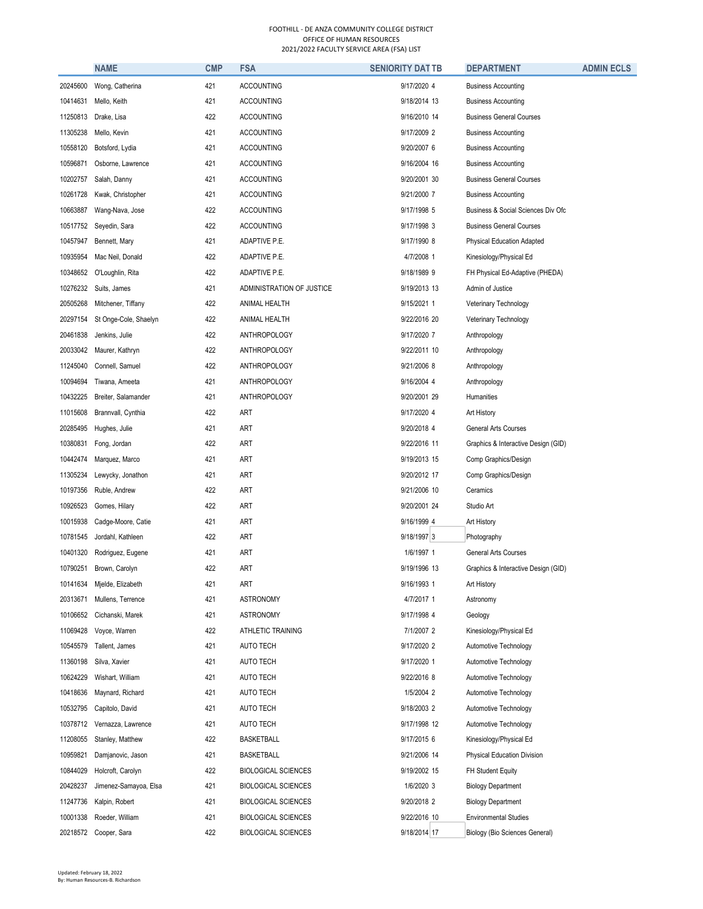FOOTHILL - DE ANZA COMMUNITY COLLEGE DISTRICT
OFFICE OF HUMAN RESOURCES
2021/2022 FACULTY SERVICE AREA (FSA) LIST

| | NAME | CMP | FSA | SENIORITY DAT | TB | DEPARTMENT | ADMIN ECLS |
|---|---|---|---|---|---|---|---|
| 20245600 | Wong, Catherina | 421 | ACCOUNTING | 9/17/2020 | 4 | Business Accounting | |
| 10414631 | Mello, Keith | 421 | ACCOUNTING | 9/18/2014 | 13 | Business Accounting | |
| 11250813 | Drake, Lisa | 422 | ACCOUNTING | 9/16/2010 | 14 | Business General Courses | |
| 11305238 | Mello, Kevin | 421 | ACCOUNTING | 9/17/2009 | 2 | Business Accounting | |
| 10558120 | Botsford, Lydia | 421 | ACCOUNTING | 9/20/2007 | 6 | Business Accounting | |
| 10596871 | Osborne, Lawrence | 421 | ACCOUNTING | 9/16/2004 | 16 | Business Accounting | |
| 10202757 | Salah, Danny | 421 | ACCOUNTING | 9/20/2001 | 30 | Business General Courses | |
| 10261728 | Kwak, Christopher | 421 | ACCOUNTING | 9/21/2000 | 7 | Business Accounting | |
| 10663887 | Wang-Nava, Jose | 422 | ACCOUNTING | 9/17/1998 | 5 | Business & Social Sciences Div Ofc | |
| 10517752 | Seyedin, Sara | 422 | ACCOUNTING | 9/17/1998 | 3 | Business General Courses | |
| 10457947 | Bennett, Mary | 421 | ADAPTIVE P.E. | 9/17/1990 | 8 | Physical Education Adapted | |
| 10935954 | Mac Neil, Donald | 422 | ADAPTIVE P.E. | 4/7/2008 | 1 | Kinesiology/Physical Ed | |
| 10348652 | O'Loughlin, Rita | 422 | ADAPTIVE P.E. | 9/18/1989 | 9 | FH Physical Ed-Adaptive (PHEDA) | |
| 10276232 | Suits, James | 421 | ADMINISTRATION OF JUSTICE | 9/19/2013 | 13 | Admin of Justice | |
| 20505268 | Mitchener, Tiffany | 422 | ANIMAL HEALTH | 9/15/2021 | 1 | Veterinary Technology | |
| 20297154 | St Onge-Cole, Shaelyn | 422 | ANIMAL HEALTH | 9/22/2016 | 20 | Veterinary Technology | |
| 20461838 | Jenkins, Julie | 422 | ANTHROPOLOGY | 9/17/2020 | 7 | Anthropology | |
| 20033042 | Maurer, Kathryn | 422 | ANTHROPOLOGY | 9/22/2011 | 10 | Anthropology | |
| 11245040 | Connell, Samuel | 422 | ANTHROPOLOGY | 9/21/2006 | 8 | Anthropology | |
| 10094694 | Tiwana, Ameeta | 421 | ANTHROPOLOGY | 9/16/2004 | 4 | Anthropology | |
| 10432225 | Breiter, Salamander | 421 | ANTHROPOLOGY | 9/20/2001 | 29 | Humanities | |
| 11015608 | Brannvall, Cynthia | 422 | ART | 9/17/2020 | 4 | Art History | |
| 20285495 | Hughes, Julie | 421 | ART | 9/20/2018 | 4 | General Arts Courses | |
| 10380831 | Fong, Jordan | 422 | ART | 9/22/2016 | 11 | Graphics & Interactive Design (GID) | |
| 10442474 | Marquez, Marco | 421 | ART | 9/19/2013 | 15 | Comp Graphics/Design | |
| 11305234 | Lewycky, Jonathon | 421 | ART | 9/20/2012 | 17 | Comp Graphics/Design | |
| 10197356 | Ruble, Andrew | 422 | ART | 9/21/2006 | 10 | Ceramics | |
| 10926523 | Gomes, Hilary | 422 | ART | 9/20/2001 | 24 | Studio Art | |
| 10015938 | Cadge-Moore, Catie | 421 | ART | 9/16/1999 | 4 | Art History | |
| 10781545 | Jordahl, Kathleen | 422 | ART | 9/18/1997 | 3 | Photography | |
| 10401320 | Rodriguez, Eugene | 421 | ART | 1/6/1997 | 1 | General Arts Courses | |
| 10790251 | Brown, Carolyn | 422 | ART | 9/19/1996 | 13 | Graphics & Interactive Design (GID) | |
| 10141634 | Mjelde, Elizabeth | 421 | ART | 9/16/1993 | 1 | Art History | |
| 20313671 | Mullens, Terrence | 421 | ASTRONOMY | 4/7/2017 | 1 | Astronomy | |
| 10106652 | Cichanski, Marek | 421 | ASTRONOMY | 9/17/1998 | 4 | Geology | |
| 11069428 | Voyce, Warren | 422 | ATHLETIC TRAINING | 7/1/2007 | 2 | Kinesiology/Physical Ed | |
| 10545579 | Tallent, James | 421 | AUTO TECH | 9/17/2020 | 2 | Automotive Technology | |
| 11360198 | Silva, Xavier | 421 | AUTO TECH | 9/17/2020 | 1 | Automotive Technology | |
| 10624229 | Wishart, William | 421 | AUTO TECH | 9/22/2016 | 8 | Automotive Technology | |
| 10418636 | Maynard, Richard | 421 | AUTO TECH | 1/5/2004 | 2 | Automotive Technology | |
| 10532795 | Capitolo, David | 421 | AUTO TECH | 9/18/2003 | 2 | Automotive Technology | |
| 10378712 | Vernazza, Lawrence | 421 | AUTO TECH | 9/17/1998 | 12 | Automotive Technology | |
| 11208055 | Stanley, Matthew | 422 | BASKETBALL | 9/17/2015 | 6 | Kinesiology/Physical Ed | |
| 10959821 | Damjanovic, Jason | 421 | BASKETBALL | 9/21/2006 | 14 | Physical Education Division | |
| 10844029 | Holcroft, Carolyn | 422 | BIOLOGICAL SCIENCES | 9/19/2002 | 15 | FH Student Equity | |
| 20428237 | Jimenez-Samayoa, Elsa | 421 | BIOLOGICAL SCIENCES | 1/6/2020 | 3 | Biology Department | |
| 11247736 | Kalpin, Robert | 421 | BIOLOGICAL SCIENCES | 9/20/2018 | 2 | Biology Department | |
| 10001338 | Roeder, William | 421 | BIOLOGICAL SCIENCES | 9/22/2016 | 10 | Environmental Studies | |
| 20218572 | Cooper, Sara | 422 | BIOLOGICAL SCIENCES | 9/18/2014 | 17 | Biology (Bio Sciences General) | |

Updated: February 18, 2022
By: Human Resources-B. Richardson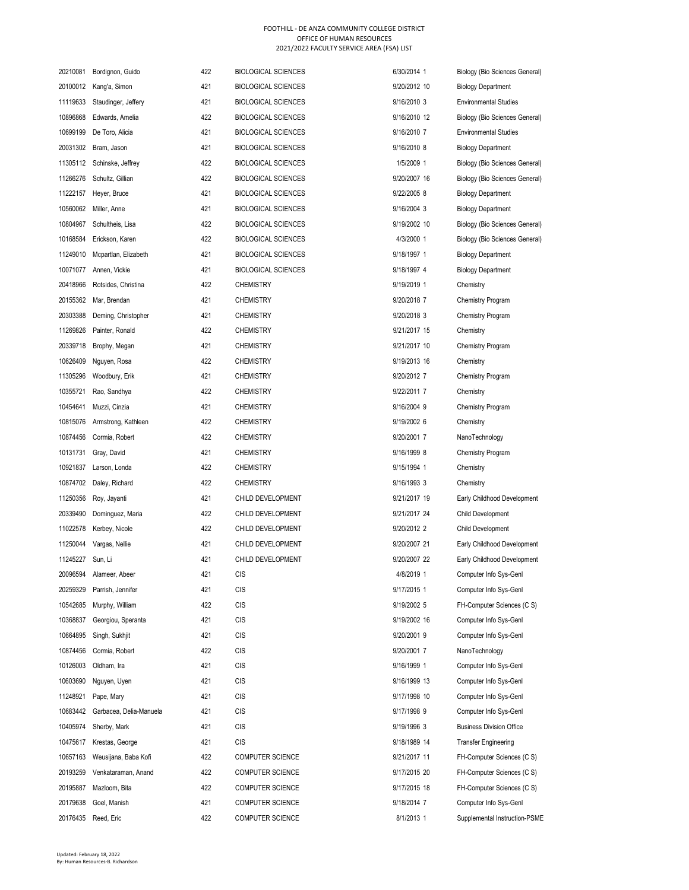FOOTHILL - DE ANZA COMMUNITY COLLEGE DISTRICT
OFFICE OF HUMAN RESOURCES
2021/2022 FACULTY SERVICE AREA (FSA) LIST

| | | | | | |
|---|---|---|---|---|---|
| 20210081 | Bordignon, Guido | 422 | BIOLOGICAL SCIENCES | 6/30/2014 1 | Biology (Bio Sciences General) |
| 20100012 | Kang'a, Simon | 421 | BIOLOGICAL SCIENCES | 9/20/2012 10 | Biology Department |
| 11119633 | Staudinger, Jeffery | 421 | BIOLOGICAL SCIENCES | 9/16/2010 3 | Environmental Studies |
| 10896868 | Edwards, Amelia | 422 | BIOLOGICAL SCIENCES | 9/16/2010 12 | Biology (Bio Sciences General) |
| 10699199 | De Toro, Alicia | 421 | BIOLOGICAL SCIENCES | 9/16/2010 7 | Environmental Studies |
| 20031302 | Bram, Jason | 421 | BIOLOGICAL SCIENCES | 9/16/2010 8 | Biology Department |
| 11305112 | Schinske, Jeffrey | 422 | BIOLOGICAL SCIENCES | 1/5/2009 1 | Biology (Bio Sciences General) |
| 11266276 | Schultz, Gillian | 422 | BIOLOGICAL SCIENCES | 9/20/2007 16 | Biology (Bio Sciences General) |
| 11222157 | Heyer, Bruce | 421 | BIOLOGICAL SCIENCES | 9/22/2005 8 | Biology Department |
| 10560062 | Miller, Anne | 421 | BIOLOGICAL SCIENCES | 9/16/2004 3 | Biology Department |
| 10804967 | Schultheis, Lisa | 422 | BIOLOGICAL SCIENCES | 9/19/2002 10 | Biology (Bio Sciences General) |
| 10168584 | Erickson, Karen | 422 | BIOLOGICAL SCIENCES | 4/3/2000 1 | Biology (Bio Sciences General) |
| 11249010 | Mcpartlan, Elizabeth | 421 | BIOLOGICAL SCIENCES | 9/18/1997 1 | Biology Department |
| 10071077 | Annen, Vickie | 421 | BIOLOGICAL SCIENCES | 9/18/1997 4 | Biology Department |
| 20418966 | Rotsides, Christina | 422 | CHEMISTRY | 9/19/2019 1 | Chemistry |
| 20155362 | Mar, Brendan | 421 | CHEMISTRY | 9/20/2018 7 | Chemistry Program |
| 20303388 | Deming, Christopher | 421 | CHEMISTRY | 9/20/2018 3 | Chemistry Program |
| 11269826 | Painter, Ronald | 422 | CHEMISTRY | 9/21/2017 15 | Chemistry |
| 20339718 | Brophy, Megan | 421 | CHEMISTRY | 9/21/2017 10 | Chemistry Program |
| 10626409 | Nguyen, Rosa | 422 | CHEMISTRY | 9/19/2013 16 | Chemistry |
| 11305296 | Woodbury, Erik | 421 | CHEMISTRY | 9/20/2012 7 | Chemistry Program |
| 10355721 | Rao, Sandhya | 422 | CHEMISTRY | 9/22/2011 7 | Chemistry |
| 10454641 | Muzzi, Cinzia | 421 | CHEMISTRY | 9/16/2004 9 | Chemistry Program |
| 10815076 | Armstrong, Kathleen | 422 | CHEMISTRY | 9/19/2002 6 | Chemistry |
| 10874456 | Cormia, Robert | 422 | CHEMISTRY | 9/20/2001 7 | NanoTechnology |
| 10131731 | Gray, David | 421 | CHEMISTRY | 9/16/1999 8 | Chemistry Program |
| 10921837 | Larson, Londa | 422 | CHEMISTRY | 9/15/1994 1 | Chemistry |
| 10874702 | Daley, Richard | 422 | CHEMISTRY | 9/16/1993 3 | Chemistry |
| 11250356 | Roy, Jayanti | 421 | CHILD DEVELOPMENT | 9/21/2017 19 | Early Childhood Development |
| 20339490 | Dominguez, Maria | 422 | CHILD DEVELOPMENT | 9/21/2017 24 | Child Development |
| 11022578 | Kerbey, Nicole | 422 | CHILD DEVELOPMENT | 9/20/2012 2 | Child Development |
| 11250044 | Vargas, Nellie | 421 | CHILD DEVELOPMENT | 9/20/2007 21 | Early Childhood Development |
| 11245227 | Sun, Li | 421 | CHILD DEVELOPMENT | 9/20/2007 22 | Early Childhood Development |
| 20096594 | Alameer, Abeer | 421 | CIS | 4/8/2019 1 | Computer Info Sys-Genl |
| 20259329 | Parrish, Jennifer | 421 | CIS | 9/17/2015 1 | Computer Info Sys-Genl |
| 10542685 | Murphy, William | 422 | CIS | 9/19/2002 5 | FH-Computer Sciences (C S) |
| 10368837 | Georgiou, Speranta | 421 | CIS | 9/19/2002 16 | Computer Info Sys-Genl |
| 10664895 | Singh, Sukhjit | 421 | CIS | 9/20/2001 9 | Computer Info Sys-Genl |
| 10874456 | Cormia, Robert | 422 | CIS | 9/20/2001 7 | NanoTechnology |
| 10126003 | Oldham, Ira | 421 | CIS | 9/16/1999 1 | Computer Info Sys-Genl |
| 10603690 | Nguyen, Uyen | 421 | CIS | 9/16/1999 13 | Computer Info Sys-Genl |
| 11248921 | Pape, Mary | 421 | CIS | 9/17/1998 10 | Computer Info Sys-Genl |
| 10683442 | Garbacea, Delia-Manuela | 421 | CIS | 9/17/1998 9 | Computer Info Sys-Genl |
| 10405974 | Sherby, Mark | 421 | CIS | 9/19/1996 3 | Business Division Office |
| 10475617 | Krestas, George | 421 | CIS | 9/18/1989 14 | Transfer Engineering |
| 10657163 | Weusijana, Baba Kofi | 422 | COMPUTER SCIENCE | 9/21/2017 11 | FH-Computer Sciences (C S) |
| 20193259 | Venkataraman, Anand | 422 | COMPUTER SCIENCE | 9/17/2015 20 | FH-Computer Sciences (C S) |
| 20195887 | Mazloom, Bita | 422 | COMPUTER SCIENCE | 9/17/2015 18 | FH-Computer Sciences (C S) |
| 20179638 | Goel, Manish | 421 | COMPUTER SCIENCE | 9/18/2014 7 | Computer Info Sys-Genl |
| 20176435 | Reed, Eric | 422 | COMPUTER SCIENCE | 8/1/2013 1 | Supplemental Instruction-PSME |

Updated: February 18, 2022
By: Human Resources-B. Richardson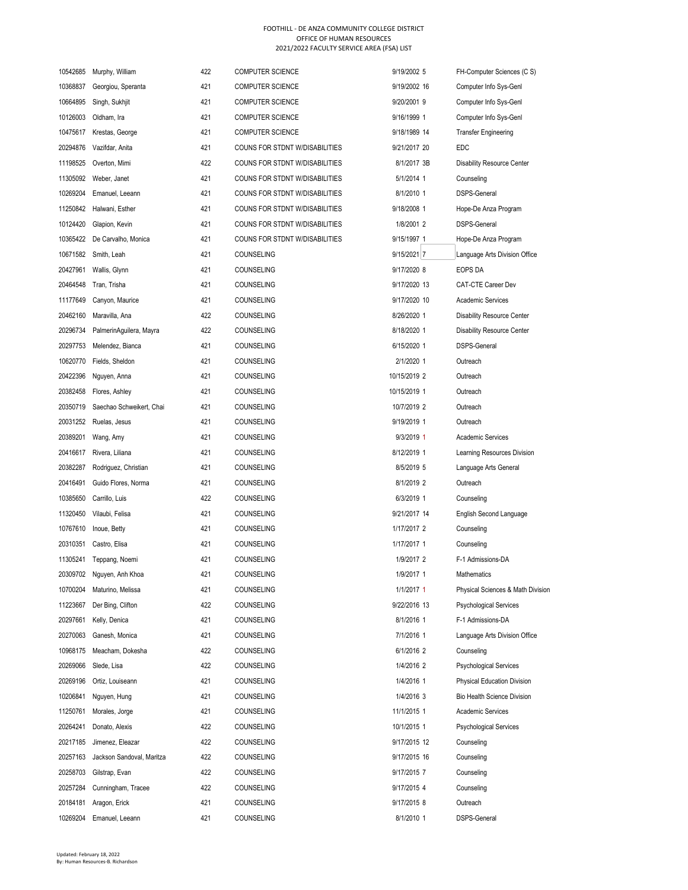FOOTHILL - DE ANZA COMMUNITY COLLEGE DISTRICT
OFFICE OF HUMAN RESOURCES
2021/2022 FACULTY SERVICE AREA (FSA) LIST

| | | | | | | |
|---|---|---|---|---|---|---|
| 10542685 | Murphy, William | 422 | COMPUTER SCIENCE | 9/19/2002 | 5 | FH-Computer Sciences (C S) |
| 10368837 | Georgiou, Speranta | 421 | COMPUTER SCIENCE | 9/19/2002 | 16 | Computer Info Sys-Genl |
| 10664895 | Singh, Sukhjit | 421 | COMPUTER SCIENCE | 9/20/2001 | 9 | Computer Info Sys-Genl |
| 10126003 | Oldham, Ira | 421 | COMPUTER SCIENCE | 9/16/1999 | 1 | Computer Info Sys-Genl |
| 10475617 | Krestas, George | 421 | COMPUTER SCIENCE | 9/18/1989 | 14 | Transfer Engineering |
| 20294876 | Vazifdar, Anita | 421 | COUNS FOR STDNT W/DISABILITIES | 9/21/2017 | 20 | EDC |
| 11198525 | Overton, Mimi | 422 | COUNS FOR STDNT W/DISABILITIES | 8/1/2017 | 3B | Disability Resource Center |
| 11305092 | Weber, Janet | 421 | COUNS FOR STDNT W/DISABILITIES | 5/1/2014 | 1 | Counseling |
| 10269204 | Emanuel, Leeann | 421 | COUNS FOR STDNT W/DISABILITIES | 8/1/2010 | 1 | DSPS-General |
| 11250842 | Halwani, Esther | 421 | COUNS FOR STDNT W/DISABILITIES | 9/18/2008 | 1 | Hope-De Anza Program |
| 10124420 | Glapion, Kevin | 421 | COUNS FOR STDNT W/DISABILITIES | 1/8/2001 | 2 | DSPS-General |
| 10365422 | De Carvalho, Monica | 421 | COUNS FOR STDNT W/DISABILITIES | 9/15/1997 | 1 | Hope-De Anza Program |
| 10671582 | Smith, Leah | 421 | COUNSELING | 9/15/2021 | 7 | Language Arts Division Office |
| 20427961 | Wallis, Glynn | 421 | COUNSELING | 9/17/2020 | 8 | EOPS DA |
| 20464548 | Tran, Trisha | 421 | COUNSELING | 9/17/2020 | 13 | CAT-CTE Career Dev |
| 11177649 | Canyon, Maurice | 421 | COUNSELING | 9/17/2020 | 10 | Academic Services |
| 20462160 | Maravilla, Ana | 422 | COUNSELING | 8/26/2020 | 1 | Disability Resource Center |
| 20296734 | PalmerinAguilera, Mayra | 422 | COUNSELING | 8/18/2020 | 1 | Disability Resource Center |
| 20297753 | Melendez, Bianca | 421 | COUNSELING | 6/15/2020 | 1 | DSPS-General |
| 10620770 | Fields, Sheldon | 421 | COUNSELING | 2/1/2020 | 1 | Outreach |
| 20422396 | Nguyen, Anna | 421 | COUNSELING | 10/15/2019 | 2 | Outreach |
| 20382458 | Flores, Ashley | 421 | COUNSELING | 10/15/2019 | 1 | Outreach |
| 20350719 | Saechao Schweikert, Chai | 421 | COUNSELING | 10/7/2019 | 2 | Outreach |
| 20031252 | Ruelas, Jesus | 421 | COUNSELING | 9/19/2019 | 1 | Outreach |
| 20389201 | Wang, Amy | 421 | COUNSELING | 9/3/2019 | 1 | Academic Services |
| 20416617 | Rivera, Liliana | 421 | COUNSELING | 8/12/2019 | 1 | Learning Resources Division |
| 20382287 | Rodriguez, Christian | 421 | COUNSELING | 8/5/2019 | 5 | Language Arts General |
| 20416491 | Guido Flores, Norma | 421 | COUNSELING | 8/1/2019 | 2 | Outreach |
| 10385650 | Carrillo, Luis | 422 | COUNSELING | 6/3/2019 | 1 | Counseling |
| 11320450 | Vilaubi, Felisa | 421 | COUNSELING | 9/21/2017 | 14 | English Second Language |
| 10767610 | Inoue, Betty | 421 | COUNSELING | 1/17/2017 | 2 | Counseling |
| 20310351 | Castro, Elisa | 421 | COUNSELING | 1/17/2017 | 1 | Counseling |
| 11305241 | Teppang, Noemi | 421 | COUNSELING | 1/9/2017 | 2 | F-1 Admissions-DA |
| 20309702 | Nguyen, Anh Khoa | 421 | COUNSELING | 1/9/2017 | 1 | Mathematics |
| 10700204 | Maturino, Melissa | 421 | COUNSELING | 1/1/2017 | 1 | Physical Sciences & Math Division |
| 11223667 | Der Bing, Clifton | 422 | COUNSELING | 9/22/2016 | 13 | Psychological Services |
| 20297661 | Kelly, Denica | 421 | COUNSELING | 8/1/2016 | 1 | F-1 Admissions-DA |
| 20270063 | Ganesh, Monica | 421 | COUNSELING | 7/1/2016 | 1 | Language Arts Division Office |
| 10968175 | Meacham, Dokesha | 422 | COUNSELING | 6/1/2016 | 2 | Counseling |
| 20269066 | Slede, Lisa | 422 | COUNSELING | 1/4/2016 | 2 | Psychological Services |
| 20269196 | Ortiz, Louiseann | 421 | COUNSELING | 1/4/2016 | 1 | Physical Education Division |
| 10206841 | Nguyen, Hung | 421 | COUNSELING | 1/4/2016 | 3 | Bio Health Science Division |
| 11250761 | Morales, Jorge | 421 | COUNSELING | 11/1/2015 | 1 | Academic Services |
| 20264241 | Donato, Alexis | 422 | COUNSELING | 10/1/2015 | 1 | Psychological Services |
| 20217185 | Jimenez, Eleazar | 422 | COUNSELING | 9/17/2015 | 12 | Counseling |
| 20257163 | Jackson Sandoval, Maritza | 422 | COUNSELING | 9/17/2015 | 16 | Counseling |
| 20258703 | Gilstrap, Evan | 422 | COUNSELING | 9/17/2015 | 7 | Counseling |
| 20257284 | Cunningham, Tracee | 422 | COUNSELING | 9/17/2015 | 4 | Counseling |
| 20184181 | Aragon, Erick | 421 | COUNSELING | 9/17/2015 | 8 | Outreach |
| 10269204 | Emanuel, Leeann | 421 | COUNSELING | 8/1/2010 | 1 | DSPS-General |

Updated: February 18, 2022
By: Human Resources-B. Richardson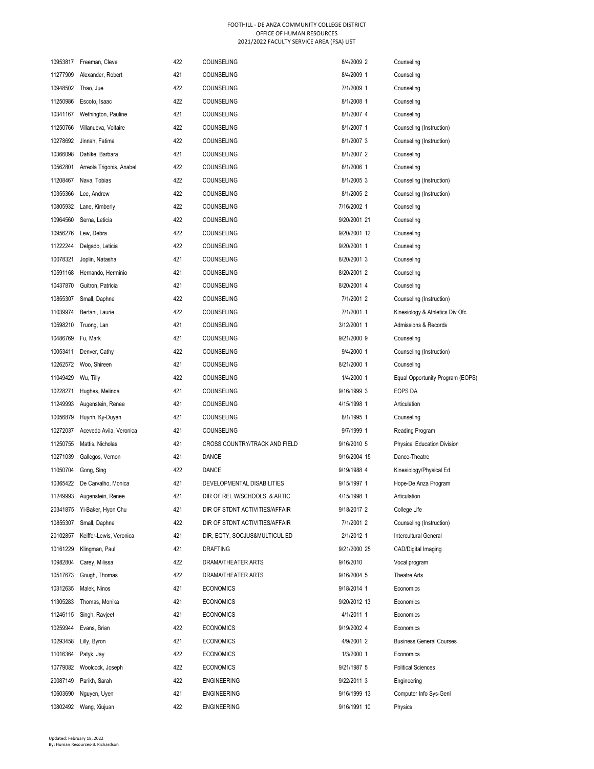FOOTHILL - DE ANZA COMMUNITY COLLEGE DISTRICT
OFFICE OF HUMAN RESOURCES
2021/2022 FACULTY SERVICE AREA (FSA) LIST

| | | | | | |
|---|---|---|---|---|---|
| 10953817 | Freeman, Cleve | 422 | COUNSELING | 8/4/2009 2 | Counseling |
| 11277909 | Alexander, Robert | 421 | COUNSELING | 8/4/2009 1 | Counseling |
| 10948502 | Thao, Jue | 422 | COUNSELING | 7/1/2009 1 | Counseling |
| 11250986 | Escoto, Isaac | 422 | COUNSELING | 8/1/2008 1 | Counseling |
| 10341167 | Wethington, Pauline | 421 | COUNSELING | 8/1/2007 4 | Counseling |
| 11250766 | Villanueva, Voltaire | 422 | COUNSELING | 8/1/2007 1 | Counseling (Instruction) |
| 10278692 | Jinnah, Fatima | 422 | COUNSELING | 8/1/2007 3 | Counseling (Instruction) |
| 10366098 | Dahlke, Barbara | 421 | COUNSELING | 8/1/2007 2 | Counseling |
| 10562801 | Arreola Trigonis, Anabel | 422 | COUNSELING | 8/1/2006 1 | Counseling |
| 11208467 | Nava, Tobias | 422 | COUNSELING | 8/1/2005 3 | Counseling (Instruction) |
| 10355366 | Lee, Andrew | 422 | COUNSELING | 8/1/2005 2 | Counseling (Instruction) |
| 10805932 | Lane, Kimberly | 422 | COUNSELING | 7/16/2002 1 | Counseling |
| 10964560 | Serna, Leticia | 422 | COUNSELING | 9/20/2001 21 | Counseling |
| 10956276 | Lew, Debra | 422 | COUNSELING | 9/20/2001 12 | Counseling |
| 11222244 | Delgado, Leticia | 422 | COUNSELING | 9/20/2001 1 | Counseling |
| 10078321 | Joplin, Natasha | 421 | COUNSELING | 8/20/2001 3 | Counseling |
| 10591168 | Hernando, Herminio | 421 | COUNSELING | 8/20/2001 2 | Counseling |
| 10437870 | Guitron, Patricia | 421 | COUNSELING | 8/20/2001 4 | Counseling |
| 10855307 | Small, Daphne | 422 | COUNSELING | 7/1/2001 2 | Counseling (Instruction) |
| 11039974 | Bertani, Laurie | 422 | COUNSELING | 7/1/2001 1 | Kinesiology & Athletics Div Ofc |
| 10598210 | Truong, Lan | 421 | COUNSELING | 3/12/2001 1 | Admissions & Records |
| 10486769 | Fu, Mark | 421 | COUNSELING | 9/21/2000 9 | Counseling |
| 10053411 | Denver, Cathy | 422 | COUNSELING | 9/4/2000 1 | Counseling (Instruction) |
| 10262572 | Woo, Shireen | 421 | COUNSELING | 8/21/2000 1 | Counseling |
| 11049429 | Wu, Tilly | 422 | COUNSELING | 1/4/2000 1 | Equal Opportunity Program (EOPS) |
| 10228271 | Hughes, Melinda | 421 | COUNSELING | 9/16/1999 3 | EOPS DA |
| 11249993 | Augenstein, Renee | 421 | COUNSELING | 4/15/1998 1 | Articulation |
| 10056879 | Huynh, Ky-Duyen | 421 | COUNSELING | 8/1/1995 1 | Counseling |
| 10272037 | Acevedo Avila, Veronica | 421 | COUNSELING | 9/7/1999 1 | Reading Program |
| 11250755 | Mattis, Nicholas | 421 | CROSS COUNTRY/TRACK AND FIELD | 9/16/2010 5 | Physical Education Division |
| 10271039 | Gallegos, Vernon | 421 | DANCE | 9/16/2004 15 | Dance-Theatre |
| 11050704 | Gong, Sing | 422 | DANCE | 9/19/1988 4 | Kinesiology/Physical Ed |
| 10365422 | De Carvalho, Monica | 421 | DEVELOPMENTAL DISABILITIES | 9/15/1997 1 | Hope-De Anza Program |
| 11249993 | Augenstein, Renee | 421 | DIR OF REL W/SCHOOLS & ARTIC | 4/15/1998 1 | Articulation |
| 20341875 | Yi-Baker, Hyon Chu | 421 | DIR OF STDNT ACTIVITIES/AFFAIR | 9/18/2017 2 | College Life |
| 10855307 | Small, Daphne | 422 | DIR OF STDNT ACTIVITIES/AFFAIR | 7/1/2001 2 | Counseling (Instruction) |
| 20102857 | Keiffer-Lewis, Veronica | 421 | DIR, EQTY, SOCJUS&MULTICUL ED | 2/1/2012 1 | Intercultural General |
| 10161229 | Klingman, Paul | 421 | DRAFTING | 9/21/2000 25 | CAD/Digital Imaging |
| 10982804 | Carey, Milissa | 422 | DRAMA/THEATER ARTS | 9/16/2010 | Vocal program |
| 10517673 | Gough, Thomas | 422 | DRAMA/THEATER ARTS | 9/16/2004 5 | Theatre Arts |
| 10312635 | Malek, Ninos | 421 | ECONOMICS | 9/18/2014 1 | Economics |
| 11305283 | Thomas, Monika | 421 | ECONOMICS | 9/20/2012 13 | Economics |
| 11246115 | Singh, Ravjeet | 421 | ECONOMICS | 4/1/2011 1 | Economics |
| 10259944 | Evans, Brian | 422 | ECONOMICS | 9/19/2002 4 | Economics |
| 10293458 | Lilly, Byron | 421 | ECONOMICS | 4/9/2001 2 | Business General Courses |
| 11016364 | Patyk, Jay | 422 | ECONOMICS | 1/3/2000 1 | Economics |
| 10779082 | Woolcock, Joseph | 422 | ECONOMICS | 9/21/1987 5 | Political Sciences |
| 20087149 | Parikh, Sarah | 422 | ENGINEERING | 9/22/2011 3 | Engineering |
| 10603690 | Nguyen, Uyen | 421 | ENGINEERING | 9/16/1999 13 | Computer Info Sys-Genl |
| 10802492 | Wang, Xiujuan | 422 | ENGINEERING | 9/16/1991 10 | Physics |

Updated: February 18, 2022
By: Human Resources-B. Richardson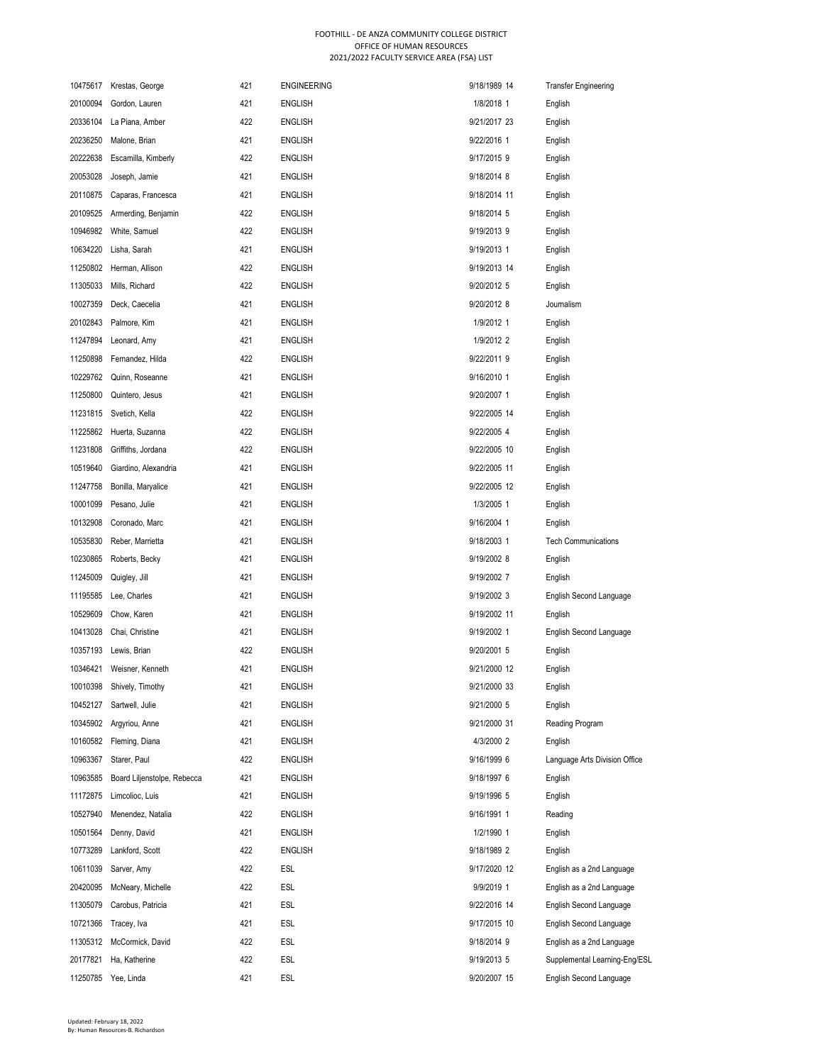FOOTHILL - DE ANZA COMMUNITY COLLEGE DISTRICT
OFFICE OF HUMAN RESOURCES
2021/2022 FACULTY SERVICE AREA (FSA) LIST

| | | | | | |
|---|---|---|---|---|---|
| 10475617 | Krestas, George | 421 | ENGINEERING | 9/18/1989 14 | Transfer Engineering |
| 20100094 | Gordon, Lauren | 421 | ENGLISH | 1/8/2018 1 | English |
| 20336104 | La Piana, Amber | 422 | ENGLISH | 9/21/2017 23 | English |
| 20236250 | Malone, Brian | 421 | ENGLISH | 9/22/2016 1 | English |
| 20222638 | Escamilla, Kimberly | 422 | ENGLISH | 9/17/2015 9 | English |
| 20053028 | Joseph, Jamie | 421 | ENGLISH | 9/18/2014 8 | English |
| 20110875 | Caparas, Francesca | 421 | ENGLISH | 9/18/2014 11 | English |
| 20109525 | Armerding, Benjamin | 422 | ENGLISH | 9/18/2014 5 | English |
| 10946982 | White, Samuel | 422 | ENGLISH | 9/19/2013 9 | English |
| 10634220 | Lisha, Sarah | 421 | ENGLISH | 9/19/2013 1 | English |
| 11250802 | Herman, Allison | 422 | ENGLISH | 9/19/2013 14 | English |
| 11305033 | Mills, Richard | 422 | ENGLISH | 9/20/2012 5 | English |
| 10027359 | Deck, Caecelia | 421 | ENGLISH | 9/20/2012 8 | Journalism |
| 20102843 | Palmore, Kim | 421 | ENGLISH | 1/9/2012 1 | English |
| 11247894 | Leonard, Amy | 421 | ENGLISH | 1/9/2012 2 | English |
| 11250898 | Fernandez, Hilda | 422 | ENGLISH | 9/22/2011 9 | English |
| 10229762 | Quinn, Roseanne | 421 | ENGLISH | 9/16/2010 1 | English |
| 11250800 | Quintero, Jesus | 421 | ENGLISH | 9/20/2007 1 | English |
| 11231815 | Svetich, Kella | 422 | ENGLISH | 9/22/2005 14 | English |
| 11225862 | Huerta, Suzanna | 422 | ENGLISH | 9/22/2005 4 | English |
| 11231808 | Griffiths, Jordana | 422 | ENGLISH | 9/22/2005 10 | English |
| 10519640 | Giardino, Alexandria | 421 | ENGLISH | 9/22/2005 11 | English |
| 11247758 | Bonilla, Maryalice | 421 | ENGLISH | 9/22/2005 12 | English |
| 10001099 | Pesano, Julie | 421 | ENGLISH | 1/3/2005 1 | English |
| 10132908 | Coronado, Marc | 421 | ENGLISH | 9/16/2004 1 | English |
| 10535830 | Reber, Marrietta | 421 | ENGLISH | 9/18/2003 1 | Tech Communications |
| 10230865 | Roberts, Becky | 421 | ENGLISH | 9/19/2002 8 | English |
| 11245009 | Quigley, Jill | 421 | ENGLISH | 9/19/2002 7 | English |
| 11195585 | Lee, Charles | 421 | ENGLISH | 9/19/2002 3 | English Second Language |
| 10529609 | Chow, Karen | 421 | ENGLISH | 9/19/2002 11 | English |
| 10413028 | Chai, Christine | 421 | ENGLISH | 9/19/2002 1 | English Second Language |
| 10357193 | Lewis, Brian | 422 | ENGLISH | 9/20/2001 5 | English |
| 10346421 | Weisner, Kenneth | 421 | ENGLISH | 9/21/2000 12 | English |
| 10010398 | Shively, Timothy | 421 | ENGLISH | 9/21/2000 33 | English |
| 10452127 | Sartwell, Julie | 421 | ENGLISH | 9/21/2000 5 | English |
| 10345902 | Argyriou, Anne | 421 | ENGLISH | 9/21/2000 31 | Reading Program |
| 10160582 | Fleming, Diana | 421 | ENGLISH | 4/3/2000 2 | English |
| 10963367 | Starer, Paul | 422 | ENGLISH | 9/16/1999 6 | Language Arts Division Office |
| 10963585 | Board Liljenstolpe, Rebecca | 421 | ENGLISH | 9/18/1997 6 | English |
| 11172875 | Limcolioc, Luis | 421 | ENGLISH | 9/19/1996 5 | English |
| 10527940 | Menendez, Natalia | 422 | ENGLISH | 9/16/1991 1 | Reading |
| 10501564 | Denny, David | 421 | ENGLISH | 1/2/1990 1 | English |
| 10773289 | Lankford, Scott | 422 | ENGLISH | 9/18/1989 2 | English |
| 10611039 | Sarver, Amy | 422 | ESL | 9/17/2020 12 | English as a 2nd Language |
| 20420095 | McNeary, Michelle | 422 | ESL | 9/9/2019 1 | English as a 2nd Language |
| 11305079 | Carobus, Patricia | 421 | ESL | 9/22/2016 14 | English Second Language |
| 10721366 | Tracey, Iva | 421 | ESL | 9/17/2015 10 | English Second Language |
| 11305312 | McCormick, David | 422 | ESL | 9/18/2014 9 | English as a 2nd Language |
| 20177821 | Ha, Katherine | 422 | ESL | 9/19/2013 5 | Supplemental Learning-Eng/ESL |
| 11250785 | Yee, Linda | 421 | ESL | 9/20/2007 15 | English Second Language |

Updated: February 18, 2022
By: Human Resources-B. Richardson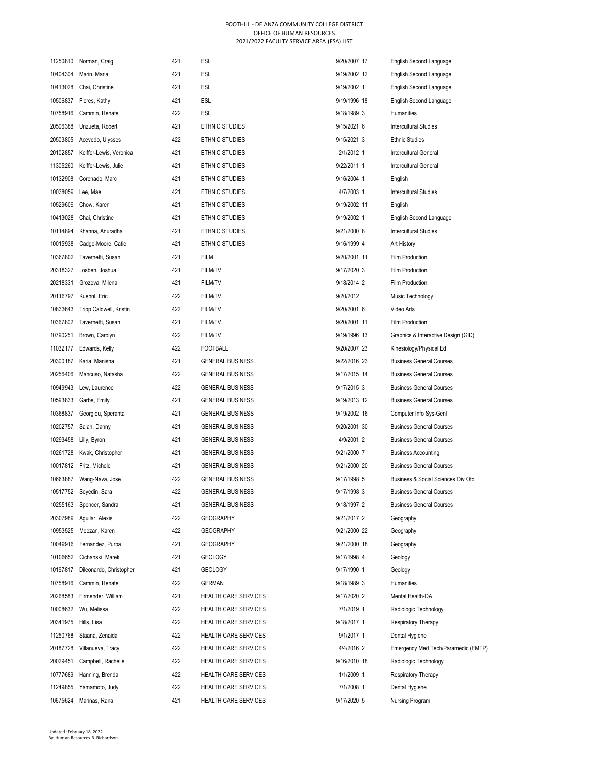FOOTHILL - DE ANZA COMMUNITY COLLEGE DISTRICT
OFFICE OF HUMAN RESOURCES
2021/2022 FACULTY SERVICE AREA (FSA) LIST

| | | | | | |
|---|---|---|---|---|---|
| 11250810 | Norman, Craig | 421 | ESL | 9/20/2007 17 | English Second Language |
| 10404304 | Marin, Maria | 421 | ESL | 9/19/2002 12 | English Second Language |
| 10413028 | Chai, Christine | 421 | ESL | 9/19/2002 1 | English Second Language |
| 10506837 | Flores, Kathy | 421 | ESL | 9/19/1996 18 | English Second Language |
| 10758916 | Cammin, Renate | 422 | ESL | 9/18/1989 3 | Humanities |
| 20506388 | Unzueta, Robert | 421 | ETHNIC STUDIES | 9/15/2021 6 | Intercultural Studies |
| 20503805 | Acevedo, Ulysses | 422 | ETHNIC STUDIES | 9/15/2021 3 | Ethnic Studies |
| 20102857 | Keiffer-Lewis, Veronica | 421 | ETHNIC STUDIES | 2/1/2012 1 | Intercultural General |
| 11305260 | Keiffer-Lewis, Julie | 421 | ETHNIC STUDIES | 9/22/2011 1 | Intercultural General |
| 10132908 | Coronado, Marc | 421 | ETHNIC STUDIES | 9/16/2004 1 | English |
| 10038059 | Lee, Mae | 421 | ETHNIC STUDIES | 4/7/2003 1 | Intercultural Studies |
| 10529609 | Chow, Karen | 421 | ETHNIC STUDIES | 9/19/2002 11 | English |
| 10413028 | Chai, Christine | 421 | ETHNIC STUDIES | 9/19/2002 1 | English Second Language |
| 10114894 | Khanna, Anuradha | 421 | ETHNIC STUDIES | 9/21/2000 8 | Intercultural Studies |
| 10015938 | Cadge-Moore, Catie | 421 | ETHNIC STUDIES | 9/16/1999 4 | Art History |
| 10367802 | Tavernetti, Susan | 421 | FILM | 9/20/2001 11 | Film Production |
| 20318327 | Losben, Joshua | 421 | FILM/TV | 9/17/2020 3 | Film Production |
| 20218331 | Grozeva, Milena | 421 | FILM/TV | 9/18/2014 2 | Film Production |
| 20116797 | Kuehnl, Eric | 422 | FILM/TV | 9/20/2012 | Music Technology |
| 10833643 | Tripp Caldwell, Kristin | 422 | FILM/TV | 9/20/2001 6 | Video Arts |
| 10367802 | Tavernetti, Susan | 421 | FILM/TV | 9/20/2001 11 | Film Production |
| 10790251 | Brown, Carolyn | 422 | FILM/TV | 9/19/1996 13 | Graphics & Interactive Design (GID) |
| 11032177 | Edwards, Kelly | 422 | FOOTBALL | 9/20/2007 23 | Kinesiology/Physical Ed |
| 20300187 | Karia, Manisha | 421 | GENERAL BUSINESS | 9/22/2016 23 | Business General Courses |
| 20256406 | Mancuso, Natasha | 422 | GENERAL BUSINESS | 9/17/2015 14 | Business General Courses |
| 10949943 | Lew, Laurence | 422 | GENERAL BUSINESS | 9/17/2015 3 | Business General Courses |
| 10593833 | Garbe, Emily | 421 | GENERAL BUSINESS | 9/19/2013 12 | Business General Courses |
| 10368837 | Georgiou, Speranta | 421 | GENERAL BUSINESS | 9/19/2002 16 | Computer Info Sys-Genl |
| 10202757 | Salah, Danny | 421 | GENERAL BUSINESS | 9/20/2001 30 | Business General Courses |
| 10293458 | Lilly, Byron | 421 | GENERAL BUSINESS | 4/9/2001 2 | Business General Courses |
| 10261728 | Kwak, Christopher | 421 | GENERAL BUSINESS | 9/21/2000 7 | Business Accounting |
| 10017812 | Fritz, Michele | 421 | GENERAL BUSINESS | 9/21/2000 20 | Business General Courses |
| 10663887 | Wang-Nava, Jose | 422 | GENERAL BUSINESS | 9/17/1998 5 | Business & Social Sciences Div Ofc |
| 10517752 | Seyedin, Sara | 422 | GENERAL BUSINESS | 9/17/1998 3 | Business General Courses |
| 10255163 | Spencer, Sandra | 421 | GENERAL BUSINESS | 9/18/1997 2 | Business General Courses |
| 20307989 | Aguilar, Alexis | 422 | GEOGRAPHY | 9/21/2017 2 | Geography |
| 10953525 | Meezan, Karen | 422 | GEOGRAPHY | 9/21/2000 22 | Geography |
| 10049916 | Fernandez, Purba | 421 | GEOGRAPHY | 9/21/2000 18 | Geography |
| 10106652 | Cichanski, Marek | 421 | GEOLOGY | 9/17/1998 4 | Geology |
| 10197817 | Dileonardo, Christopher | 421 | GEOLOGY | 9/17/1990 1 | Geology |
| 10758916 | Cammin, Renate | 422 | GERMAN | 9/18/1989 3 | Humanities |
| 20268583 | Firmender, William | 421 | HEALTH CARE SERVICES | 9/17/2020 2 | Mental Health-DA |
| 10008632 | Wu, Melissa | 422 | HEALTH CARE SERVICES | 7/1/2019 1 | Radiologic Technology |
| 20341975 | Hills, Lisa | 422 | HEALTH CARE SERVICES | 9/18/2017 1 | Respiratory Therapy |
| 11250768 | Staana, Zenaida | 422 | HEALTH CARE SERVICES | 9/1/2017 1 | Dental Hygiene |
| 20187728 | Villanueva, Tracy | 422 | HEALTH CARE SERVICES | 4/4/2016 2 | Emergency Med Tech/Paramedic (EMTP) |
| 20029451 | Campbell, Rachelle | 422 | HEALTH CARE SERVICES | 9/16/2010 18 | Radiologic Technology |
| 10777689 | Hanning, Brenda | 422 | HEALTH CARE SERVICES | 1/1/2009 1 | Respiratory Therapy |
| 11249855 | Yamamoto, Judy | 422 | HEALTH CARE SERVICES | 7/1/2008 1 | Dental Hygiene |
| 10675624 | Marinas, Rana | 421 | HEALTH CARE SERVICES | 9/17/2020 5 | Nursing Program |

Updated: February 18, 2022
By: Human Resources-B. Richardson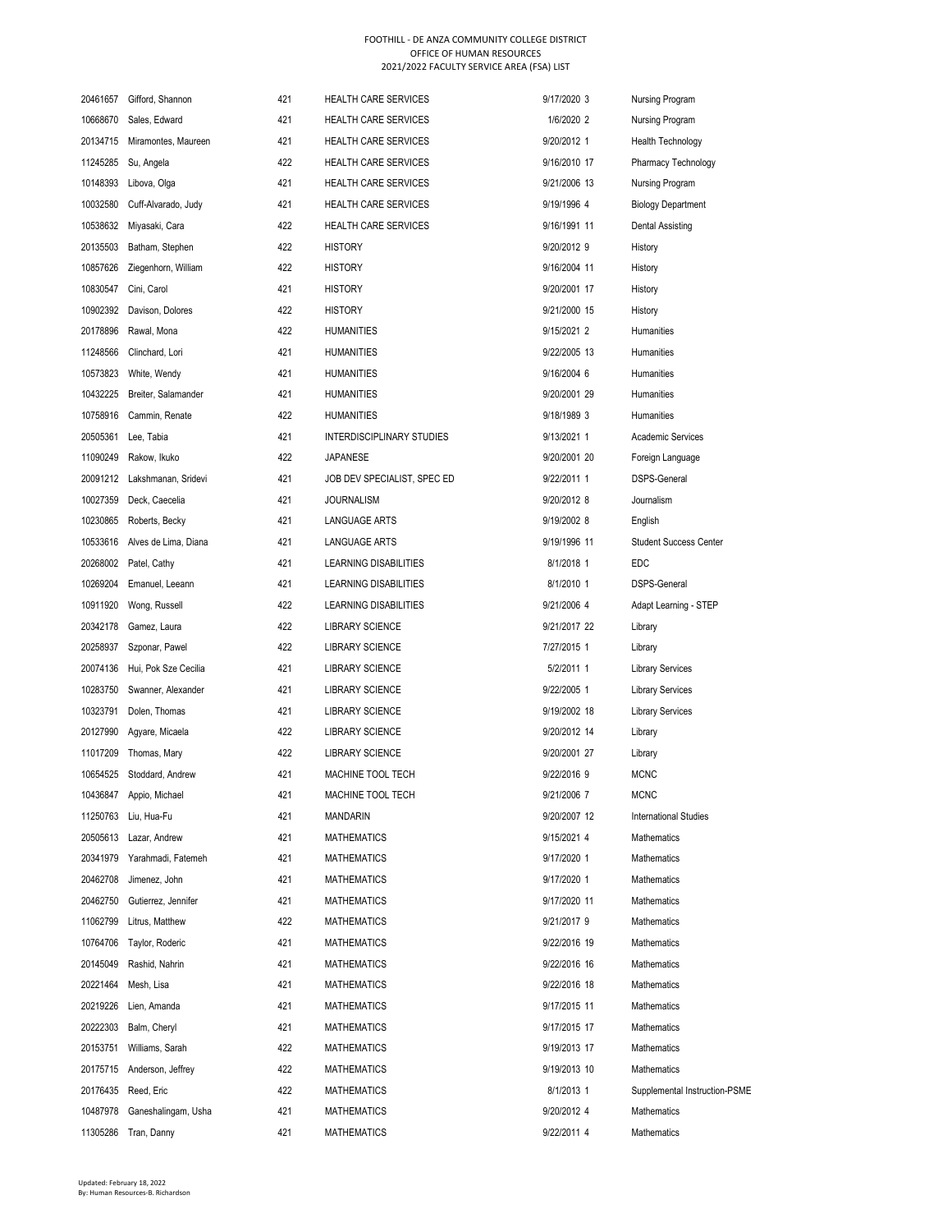FOOTHILL - DE ANZA COMMUNITY COLLEGE DISTRICT
OFFICE OF HUMAN RESOURCES
2021/2022 FACULTY SERVICE AREA (FSA) LIST

| | | | | | |
|---|---|---|---|---|---|
| 20461657 | Gifford, Shannon | 421 | HEALTH CARE SERVICES | 9/17/2020 3 | Nursing Program |
| 10668670 | Sales, Edward | 421 | HEALTH CARE SERVICES | 1/6/2020 2 | Nursing Program |
| 20134715 | Miramontes, Maureen | 421 | HEALTH CARE SERVICES | 9/20/2012 1 | Health Technology |
| 11245285 | Su, Angela | 422 | HEALTH CARE SERVICES | 9/16/2010 17 | Pharmacy Technology |
| 10148393 | Libova, Olga | 421 | HEALTH CARE SERVICES | 9/21/2006 13 | Nursing Program |
| 10032580 | Cuff-Alvarado, Judy | 421 | HEALTH CARE SERVICES | 9/19/1996 4 | Biology Department |
| 10538632 | Miyasaki, Cara | 422 | HEALTH CARE SERVICES | 9/16/1991 11 | Dental Assisting |
| 20135503 | Batham, Stephen | 422 | HISTORY | 9/20/2012 9 | History |
| 10857626 | Ziegenhorn, William | 422 | HISTORY | 9/16/2004 11 | History |
| 10830547 | Cini, Carol | 421 | HISTORY | 9/20/2001 17 | History |
| 10902392 | Davison, Dolores | 422 | HISTORY | 9/21/2000 15 | History |
| 20178896 | Rawal, Mona | 422 | HUMANITIES | 9/15/2021 2 | Humanities |
| 11248566 | Clinchard, Lori | 421 | HUMANITIES | 9/22/2005 13 | Humanities |
| 10573823 | White, Wendy | 421 | HUMANITIES | 9/16/2004 6 | Humanities |
| 10432225 | Breiter, Salamander | 421 | HUMANITIES | 9/20/2001 29 | Humanities |
| 10758916 | Cammin, Renate | 422 | HUMANITIES | 9/18/1989 3 | Humanities |
| 20505361 | Lee, Tabia | 421 | INTERDISCIPLINARY STUDIES | 9/13/2021 1 | Academic Services |
| 11090249 | Rakow, Ikuko | 422 | JAPANESE | 9/20/2001 20 | Foreign Language |
| 20091212 | Lakshmanan, Sridevi | 421 | JOB DEV SPECIALIST, SPEC ED | 9/22/2011 1 | DSPS-General |
| 10027359 | Deck, Caecelia | 421 | JOURNALISM | 9/20/2012 8 | Journalism |
| 10230865 | Roberts, Becky | 421 | LANGUAGE ARTS | 9/19/2002 8 | English |
| 10533616 | Alves de Lima, Diana | 421 | LANGUAGE ARTS | 9/19/1996 11 | Student Success Center |
| 20268002 | Patel, Cathy | 421 | LEARNING DISABILITIES | 8/1/2018 1 | EDC |
| 10269204 | Emanuel, Leeann | 421 | LEARNING DISABILITIES | 8/1/2010 1 | DSPS-General |
| 10911920 | Wong, Russell | 422 | LEARNING DISABILITIES | 9/21/2006 4 | Adapt Learning - STEP |
| 20342178 | Gamez, Laura | 422 | LIBRARY SCIENCE | 9/21/2017 22 | Library |
| 20258937 | Szponar, Pawel | 422 | LIBRARY SCIENCE | 7/27/2015 1 | Library |
| 20074136 | Hui, Pok Sze Cecilia | 421 | LIBRARY SCIENCE | 5/2/2011 1 | Library Services |
| 10283750 | Swanner, Alexander | 421 | LIBRARY SCIENCE | 9/22/2005 1 | Library Services |
| 10323791 | Dolen, Thomas | 421 | LIBRARY SCIENCE | 9/19/2002 18 | Library Services |
| 20127990 | Agyare, Micaela | 422 | LIBRARY SCIENCE | 9/20/2012 14 | Library |
| 11017209 | Thomas, Mary | 422 | LIBRARY SCIENCE | 9/20/2001 27 | Library |
| 10654525 | Stoddard, Andrew | 421 | MACHINE TOOL TECH | 9/22/2016 9 | MCNC |
| 10436847 | Appio, Michael | 421 | MACHINE TOOL TECH | 9/21/2006 7 | MCNC |
| 11250763 | Liu, Hua-Fu | 421 | MANDARIN | 9/20/2007 12 | International Studies |
| 20505613 | Lazar, Andrew | 421 | MATHEMATICS | 9/15/2021 4 | Mathematics |
| 20341979 | Yarahmadi, Fatemeh | 421 | MATHEMATICS | 9/17/2020 1 | Mathematics |
| 20462708 | Jimenez, John | 421 | MATHEMATICS | 9/17/2020 1 | Mathematics |
| 20462750 | Gutierrez, Jennifer | 421 | MATHEMATICS | 9/17/2020 11 | Mathematics |
| 11062799 | Litrus, Matthew | 422 | MATHEMATICS | 9/21/2017 9 | Mathematics |
| 10764706 | Taylor, Roderic | 421 | MATHEMATICS | 9/22/2016 19 | Mathematics |
| 20145049 | Rashid, Nahrin | 421 | MATHEMATICS | 9/22/2016 16 | Mathematics |
| 20221464 | Mesh, Lisa | 421 | MATHEMATICS | 9/22/2016 18 | Mathematics |
| 20219226 | Lien, Amanda | 421 | MATHEMATICS | 9/17/2015 11 | Mathematics |
| 20222303 | Balm, Cheryl | 421 | MATHEMATICS | 9/17/2015 17 | Mathematics |
| 20153751 | Williams, Sarah | 422 | MATHEMATICS | 9/19/2013 17 | Mathematics |
| 20175715 | Anderson, Jeffrey | 422 | MATHEMATICS | 9/19/2013 10 | Mathematics |
| 20176435 | Reed, Eric | 422 | MATHEMATICS | 8/1/2013 1 | Supplemental Instruction-PSME |
| 10487978 | Ganeshalingam, Usha | 421 | MATHEMATICS | 9/20/2012 4 | Mathematics |
| 11305286 | Tran, Danny | 421 | MATHEMATICS | 9/22/2011 4 | Mathematics |

Updated: February 18, 2022
By: Human Resources-B. Richardson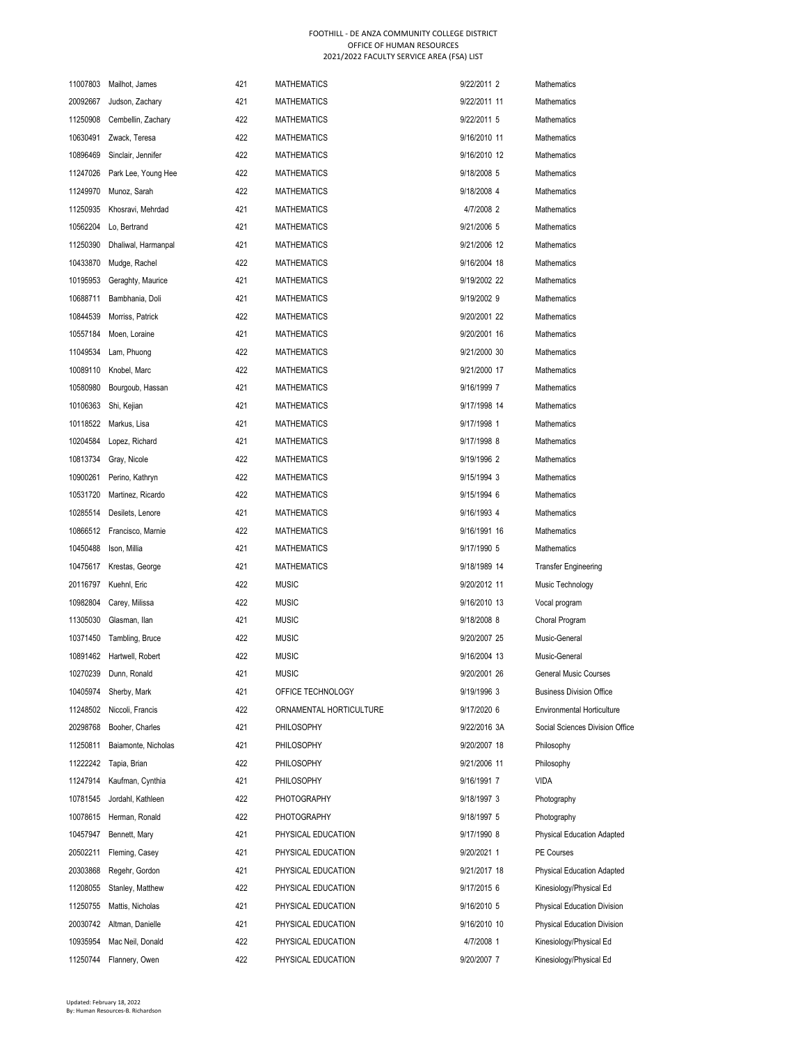FOOTHILL - DE ANZA COMMUNITY COLLEGE DISTRICT
OFFICE OF HUMAN RESOURCES
2021/2022 FACULTY SERVICE AREA (FSA) LIST

| | | | | | |
|---|---|---|---|---|---|
| 11007803 | Mailhot, James | 421 | MATHEMATICS | 9/22/2011 2 | Mathematics |
| 20092667 | Judson, Zachary | 421 | MATHEMATICS | 9/22/2011 11 | Mathematics |
| 11250908 | Cembellin, Zachary | 422 | MATHEMATICS | 9/22/2011 5 | Mathematics |
| 10630491 | Zwack, Teresa | 422 | MATHEMATICS | 9/16/2010 11 | Mathematics |
| 10896469 | Sinclair, Jennifer | 422 | MATHEMATICS | 9/16/2010 12 | Mathematics |
| 11247026 | Park Lee, Young Hee | 422 | MATHEMATICS | 9/18/2008 5 | Mathematics |
| 11249970 | Munoz, Sarah | 422 | MATHEMATICS | 9/18/2008 4 | Mathematics |
| 11250935 | Khosravi, Mehrdad | 421 | MATHEMATICS | 4/7/2008 2 | Mathematics |
| 10562204 | Lo, Bertrand | 421 | MATHEMATICS | 9/21/2006 5 | Mathematics |
| 11250390 | Dhaliwal, Harmanpal | 421 | MATHEMATICS | 9/21/2006 12 | Mathematics |
| 10433870 | Mudge, Rachel | 422 | MATHEMATICS | 9/16/2004 18 | Mathematics |
| 10195953 | Geraghty, Maurice | 421 | MATHEMATICS | 9/19/2002 22 | Mathematics |
| 10688711 | Bambhania, Doli | 421 | MATHEMATICS | 9/19/2002 9 | Mathematics |
| 10844539 | Morriss, Patrick | 422 | MATHEMATICS | 9/20/2001 22 | Mathematics |
| 10557184 | Moen, Loraine | 421 | MATHEMATICS | 9/20/2001 16 | Mathematics |
| 11049534 | Lam, Phuong | 422 | MATHEMATICS | 9/21/2000 30 | Mathematics |
| 10089110 | Knobel, Marc | 422 | MATHEMATICS | 9/21/2000 17 | Mathematics |
| 10580980 | Bourgoub, Hassan | 421 | MATHEMATICS | 9/16/1999 7 | Mathematics |
| 10106363 | Shi, Kejian | 421 | MATHEMATICS | 9/17/1998 14 | Mathematics |
| 10118522 | Markus, Lisa | 421 | MATHEMATICS | 9/17/1998 1 | Mathematics |
| 10204584 | Lopez, Richard | 421 | MATHEMATICS | 9/17/1998 8 | Mathematics |
| 10813734 | Gray, Nicole | 422 | MATHEMATICS | 9/19/1996 2 | Mathematics |
| 10900261 | Perino, Kathryn | 422 | MATHEMATICS | 9/15/1994 3 | Mathematics |
| 10531720 | Martinez, Ricardo | 422 | MATHEMATICS | 9/15/1994 6 | Mathematics |
| 10285514 | Desilets, Lenore | 421 | MATHEMATICS | 9/16/1993 4 | Mathematics |
| 10866512 | Francisco, Marnie | 422 | MATHEMATICS | 9/16/1991 16 | Mathematics |
| 10450488 | Ison, Millia | 421 | MATHEMATICS | 9/17/1990 5 | Mathematics |
| 10475617 | Krestas, George | 421 | MATHEMATICS | 9/18/1989 14 | Transfer Engineering |
| 20116797 | Kuehnl, Eric | 422 | MUSIC | 9/20/2012 11 | Music Technology |
| 10982804 | Carey, Milissa | 422 | MUSIC | 9/16/2010 13 | Vocal program |
| 11305030 | Glasman, Ilan | 421 | MUSIC | 9/18/2008 8 | Choral Program |
| 10371450 | Tambling, Bruce | 422 | MUSIC | 9/20/2007 25 | Music-General |
| 10891462 | Hartwell, Robert | 422 | MUSIC | 9/16/2004 13 | Music-General |
| 10270239 | Dunn, Ronald | 421 | MUSIC | 9/20/2001 26 | General Music Courses |
| 10405974 | Sherby, Mark | 421 | OFFICE TECHNOLOGY | 9/19/1996 3 | Business Division Office |
| 11248502 | Niccoli, Francis | 422 | ORNAMENTAL HORTICULTURE | 9/17/2020 6 | Environmental Horticulture |
| 20298768 | Booher, Charles | 421 | PHILOSOPHY | 9/22/2016 3A | Social Sciences Division Office |
| 11250811 | Baiamonte, Nicholas | 421 | PHILOSOPHY | 9/20/2007 18 | Philosophy |
| 11222242 | Tapia, Brian | 422 | PHILOSOPHY | 9/21/2006 11 | Philosophy |
| 11247914 | Kaufman, Cynthia | 421 | PHILOSOPHY | 9/16/1991 7 | VIDA |
| 10781545 | Jordahl, Kathleen | 422 | PHOTOGRAPHY | 9/18/1997 3 | Photography |
| 10078615 | Herman, Ronald | 422 | PHOTOGRAPHY | 9/18/1997 5 | Photography |
| 10457947 | Bennett, Mary | 421 | PHYSICAL EDUCATION | 9/17/1990 8 | Physical Education Adapted |
| 20502211 | Fleming, Casey | 421 | PHYSICAL EDUCATION | 9/20/2021 1 | PE Courses |
| 20303868 | Regehr, Gordon | 421 | PHYSICAL EDUCATION | 9/21/2017 18 | Physical Education Adapted |
| 11208055 | Stanley, Matthew | 422 | PHYSICAL EDUCATION | 9/17/2015 6 | Kinesiology/Physical Ed |
| 11250755 | Mattis, Nicholas | 421 | PHYSICAL EDUCATION | 9/16/2010 5 | Physical Education Division |
| 20030742 | Altman, Danielle | 421 | PHYSICAL EDUCATION | 9/16/2010 10 | Physical Education Division |
| 10935954 | Mac Neil, Donald | 422 | PHYSICAL EDUCATION | 4/7/2008 1 | Kinesiology/Physical Ed |
| 11250744 | Flannery, Owen | 422 | PHYSICAL EDUCATION | 9/20/2007 7 | Kinesiology/Physical Ed |

Updated: February 18, 2022
By: Human Resources-B. Richardson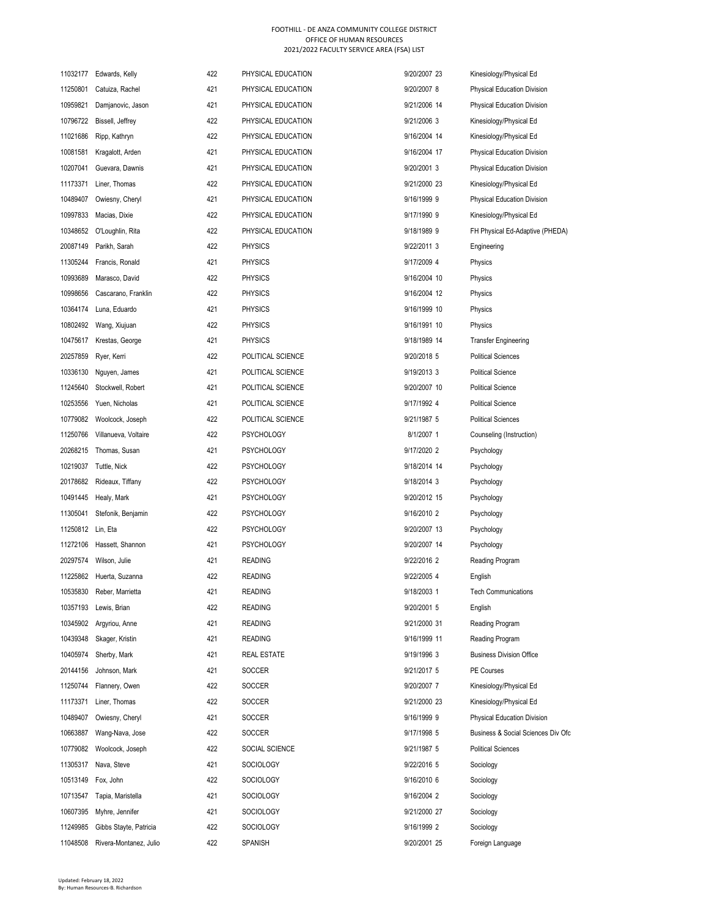FOOTHILL - DE ANZA COMMUNITY COLLEGE DISTRICT
OFFICE OF HUMAN RESOURCES
2021/2022 FACULTY SERVICE AREA (FSA) LIST

| | | | | | |
|---|---|---|---|---|---|
| 11032177 | Edwards, Kelly | 422 | PHYSICAL EDUCATION | 9/20/2007 23 | Kinesiology/Physical Ed |
| 11250801 | Catuiza, Rachel | 421 | PHYSICAL EDUCATION | 9/20/2007 8 | Physical Education Division |
| 10959821 | Damjanovic, Jason | 421 | PHYSICAL EDUCATION | 9/21/2006 14 | Physical Education Division |
| 10796722 | Bissell, Jeffrey | 422 | PHYSICAL EDUCATION | 9/21/2006 3 | Kinesiology/Physical Ed |
| 11021686 | Ripp, Kathryn | 422 | PHYSICAL EDUCATION | 9/16/2004 14 | Kinesiology/Physical Ed |
| 10081581 | Kragalott, Arden | 421 | PHYSICAL EDUCATION | 9/16/2004 17 | Physical Education Division |
| 10207041 | Guevara, Dawnis | 421 | PHYSICAL EDUCATION | 9/20/2001 3 | Physical Education Division |
| 11173371 | Liner, Thomas | 422 | PHYSICAL EDUCATION | 9/21/2000 23 | Kinesiology/Physical Ed |
| 10489407 | Owiesny, Cheryl | 421 | PHYSICAL EDUCATION | 9/16/1999 9 | Physical Education Division |
| 10997833 | Macias, Dixie | 422 | PHYSICAL EDUCATION | 9/17/1990 9 | Kinesiology/Physical Ed |
| 10348652 | O'Loughlin, Rita | 422 | PHYSICAL EDUCATION | 9/18/1989 9 | FH Physical Ed-Adaptive (PHEDA) |
| 20087149 | Parikh, Sarah | 422 | PHYSICS | 9/22/2011 3 | Engineering |
| 11305244 | Francis, Ronald | 421 | PHYSICS | 9/17/2009 4 | Physics |
| 10993689 | Marasco, David | 422 | PHYSICS | 9/16/2004 10 | Physics |
| 10998656 | Cascarano, Franklin | 422 | PHYSICS | 9/16/2004 12 | Physics |
| 10364174 | Luna, Eduardo | 421 | PHYSICS | 9/16/1999 10 | Physics |
| 10802492 | Wang, Xiujuan | 422 | PHYSICS | 9/16/1991 10 | Physics |
| 10475617 | Krestas, George | 421 | PHYSICS | 9/18/1989 14 | Transfer Engineering |
| 20257859 | Ryer, Kerri | 422 | POLITICAL SCIENCE | 9/20/2018 5 | Political Sciences |
| 10336130 | Nguyen, James | 421 | POLITICAL SCIENCE | 9/19/2013 3 | Political Science |
| 11245640 | Stockwell, Robert | 421 | POLITICAL SCIENCE | 9/20/2007 10 | Political Science |
| 10253556 | Yuen, Nicholas | 421 | POLITICAL SCIENCE | 9/17/1992 4 | Political Science |
| 10779082 | Woolcock, Joseph | 422 | POLITICAL SCIENCE | 9/21/1987 5 | Political Sciences |
| 11250766 | Villanueva, Voltaire | 422 | PSYCHOLOGY | 8/1/2007 1 | Counseling (Instruction) |
| 20268215 | Thomas, Susan | 421 | PSYCHOLOGY | 9/17/2020 2 | Psychology |
| 10219037 | Tuttle, Nick | 422 | PSYCHOLOGY | 9/18/2014 14 | Psychology |
| 20178682 | Rideaux, Tiffany | 422 | PSYCHOLOGY | 9/18/2014 3 | Psychology |
| 10491445 | Healy, Mark | 421 | PSYCHOLOGY | 9/20/2012 15 | Psychology |
| 11305041 | Stefonik, Benjamin | 422 | PSYCHOLOGY | 9/16/2010 2 | Psychology |
| 11250812 | Lin, Eta | 422 | PSYCHOLOGY | 9/20/2007 13 | Psychology |
| 11272106 | Hassett, Shannon | 421 | PSYCHOLOGY | 9/20/2007 14 | Psychology |
| 20297574 | Wilson, Julie | 421 | READING | 9/22/2016 2 | Reading Program |
| 11225862 | Huerta, Suzanna | 422 | READING | 9/22/2005 4 | English |
| 10535830 | Reber, Marrietta | 421 | READING | 9/18/2003 1 | Tech Communications |
| 10357193 | Lewis, Brian | 422 | READING | 9/20/2001 5 | English |
| 10345902 | Argyriou, Anne | 421 | READING | 9/21/2000 31 | Reading Program |
| 10439348 | Skager, Kristin | 421 | READING | 9/16/1999 11 | Reading Program |
| 10405974 | Sherby, Mark | 421 | REAL ESTATE | 9/19/1996 3 | Business Division Office |
| 20144156 | Johnson, Mark | 421 | SOCCER | 9/21/2017 5 | PE Courses |
| 11250744 | Flannery, Owen | 422 | SOCCER | 9/20/2007 7 | Kinesiology/Physical Ed |
| 11173371 | Liner, Thomas | 422 | SOCCER | 9/21/2000 23 | Kinesiology/Physical Ed |
| 10489407 | Owiesny, Cheryl | 421 | SOCCER | 9/16/1999 9 | Physical Education Division |
| 10663887 | Wang-Nava, Jose | 422 | SOCCER | 9/17/1998 5 | Business & Social Sciences Div Ofc |
| 10779082 | Woolcock, Joseph | 422 | SOCIAL SCIENCE | 9/21/1987 5 | Political Sciences |
| 11305317 | Nava, Steve | 421 | SOCIOLOGY | 9/22/2016 5 | Sociology |
| 10513149 | Fox, John | 422 | SOCIOLOGY | 9/16/2010 6 | Sociology |
| 10713547 | Tapia, Maristella | 421 | SOCIOLOGY | 9/16/2004 2 | Sociology |
| 10607395 | Myhre, Jennifer | 421 | SOCIOLOGY | 9/21/2000 27 | Sociology |
| 11249985 | Gibbs Stayte, Patricia | 422 | SOCIOLOGY | 9/16/1999 2 | Sociology |
| 11048508 | Rivera-Montanez, Julio | 422 | SPANISH | 9/20/2001 25 | Foreign Language |

Updated: February 18, 2022
By: Human Resources-B. Richardson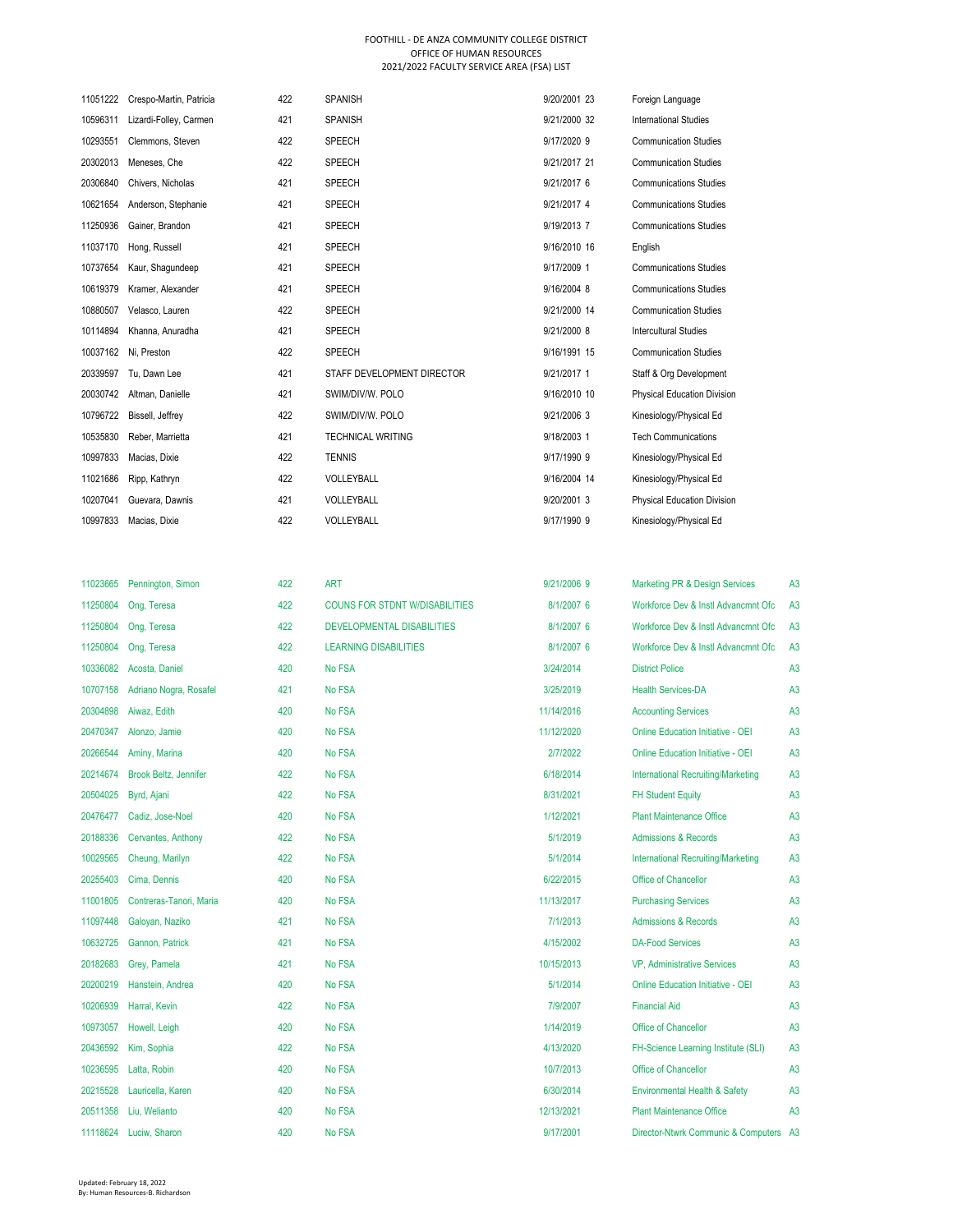FOOTHILL - DE ANZA COMMUNITY COLLEGE DISTRICT
OFFICE OF HUMAN RESOURCES
2021/2022 FACULTY SERVICE AREA (FSA) LIST

| | | | | | | | |
|---|---|---|---|---|---|---|---|
| 11051222 | Crespo-Martin, Patricia | 422 | SPANISH | 9/20/2001 | 23 | Foreign Language | |
| 10596311 | Lizardi-Folley, Carmen | 421 | SPANISH | 9/21/2000 | 32 | International Studies | |
| 10293551 | Clemmons, Steven | 422 | SPEECH | 9/17/2020 | 9 | Communication Studies | |
| 20302013 | Meneses, Che | 422 | SPEECH | 9/21/2017 | 21 | Communication Studies | |
| 20306840 | Chivers, Nicholas | 421 | SPEECH | 9/21/2017 | 6 | Communications Studies | |
| 10621654 | Anderson, Stephanie | 421 | SPEECH | 9/21/2017 | 4 | Communications Studies | |
| 11250936 | Gainer, Brandon | 421 | SPEECH | 9/19/2013 | 7 | Communications Studies | |
| 11037170 | Hong, Russell | 421 | SPEECH | 9/16/2010 | 16 | English | |
| 10737654 | Kaur, Shagundeep | 421 | SPEECH | 9/17/2009 | 1 | Communications Studies | |
| 10619379 | Kramer, Alexander | 421 | SPEECH | 9/16/2004 | 8 | Communications Studies | |
| 10880507 | Velasco, Lauren | 422 | SPEECH | 9/21/2000 | 14 | Communication Studies | |
| 10114894 | Khanna, Anuradha | 421 | SPEECH | 9/21/2000 | 8 | Intercultural Studies | |
| 10037162 | Ni, Preston | 422 | SPEECH | 9/16/1991 | 15 | Communication Studies | |
| 20339597 | Tu, Dawn Lee | 421 | STAFF DEVELOPMENT DIRECTOR | 9/21/2017 | 1 | Staff & Org Development | |
| 20030742 | Altman, Danielle | 421 | SWIM/DIV/W. POLO | 9/16/2010 | 10 | Physical Education Division | |
| 10796722 | Bissell, Jeffrey | 422 | SWIM/DIV/W. POLO | 9/21/2006 | 3 | Kinesiology/Physical Ed | |
| 10535830 | Reber, Marrietta | 421 | TECHNICAL WRITING | 9/18/2003 | 1 | Tech Communications | |
| 10997833 | Macias, Dixie | 422 | TENNIS | 9/17/1990 | 9 | Kinesiology/Physical Ed | |
| 11021686 | Ripp, Kathryn | 422 | VOLLEYBALL | 9/16/2004 | 14 | Kinesiology/Physical Ed | |
| 10207041 | Guevara, Dawnis | 421 | VOLLEYBALL | 9/20/2001 | 3 | Physical Education Division | |
| 10997833 | Macias, Dixie | 422 | VOLLEYBALL | 9/17/1990 | 9 | Kinesiology/Physical Ed | |
| | | | | | | | |
| 11023665 | Pennington, Simon | 422 | ART | 9/21/2006 | 9 | Marketing PR & Design Services | A3 |
| 11250804 | Ong, Teresa | 422 | COUNS FOR STDNT W/DISABILITIES | 8/1/2007 | 6 | Workforce Dev & Instl Advancmnt Ofc | A3 |
| 11250804 | Ong, Teresa | 422 | DEVELOPMENTAL DISABILITIES | 8/1/2007 | 6 | Workforce Dev & Instl Advancmnt Ofc | A3 |
| 11250804 | Ong, Teresa | 422 | LEARNING DISABILITIES | 8/1/2007 | 6 | Workforce Dev & Instl Advancmnt Ofc | A3 |
| 10336082 | Acosta, Daniel | 420 | No FSA | 3/24/2014 | | District Police | A3 |
| 10707158 | Adriano Nogra, Rosafel | 421 | No FSA | 3/25/2019 | | Health Services-DA | A3 |
| 20304898 | Aiwaz, Edith | 420 | No FSA | 11/14/2016 | | Accounting Services | A3 |
| 20470347 | Alonzo, Jamie | 420 | No FSA | 11/12/2020 | | Online Education Initiative - OEI | A3 |
| 20266544 | Aminy, Marina | 420 | No FSA | 2/7/2022 | | Online Education Initiative - OEI | A3 |
| 20214674 | Brook Beltz, Jennifer | 422 | No FSA | 6/18/2014 | | International Recruiting/Marketing | A3 |
| 20504025 | Byrd, Ajani | 422 | No FSA | 8/31/2021 | | FH Student Equity | A3 |
| 20476477 | Cadiz, Jose-Noel | 420 | No FSA | 1/12/2021 | | Plant Maintenance Office | A3 |
| 20188336 | Cervantes, Anthony | 422 | No FSA | 5/1/2019 | | Admissions & Records | A3 |
| 10029565 | Cheung, Marilyn | 422 | No FSA | 5/1/2014 | | International Recruiting/Marketing | A3 |
| 20255403 | Cima, Dennis | 420 | No FSA | 6/22/2015 | | Office of Chancellor | A3 |
| 11001805 | Contreras-Tanori, Maria | 420 | No FSA | 11/13/2017 | | Purchasing Services | A3 |
| 11097448 | Galoyan, Naziko | 421 | No FSA | 7/1/2013 | | Admissions & Records | A3 |
| 10632725 | Gannon, Patrick | 421 | No FSA | 4/15/2002 | | DA-Food Services | A3 |
| 20182683 | Grey, Pamela | 421 | No FSA | 10/15/2013 | | VP, Administrative Services | A3 |
| 20200219 | Hanstein, Andrea | 420 | No FSA | 5/1/2014 | | Online Education Initiative - OEI | A3 |
| 10206939 | Harral, Kevin | 422 | No FSA | 7/9/2007 | | Financial Aid | A3 |
| 10973057 | Howell, Leigh | 420 | No FSA | 1/14/2019 | | Office of Chancellor | A3 |
| 20436592 | Kim, Sophia | 422 | No FSA | 4/13/2020 | | FH-Science Learning Institute (SLI) | A3 |
| 10236595 | Latta, Robin | 420 | No FSA | 10/7/2013 | | Office of Chancellor | A3 |
| 20215528 | Lauricella, Karen | 420 | No FSA | 6/30/2014 | | Environmental Health & Safety | A3 |
| 20511358 | Liu, Welianto | 420 | No FSA | 12/13/2021 | | Plant Maintenance Office | A3 |
| 11118624 | Luciw, Sharon | 420 | No FSA | 9/17/2001 | | Director-Ntwrk Communic & Computers | A3 |

Updated: February 18, 2022
By: Human Resources-B. Richardson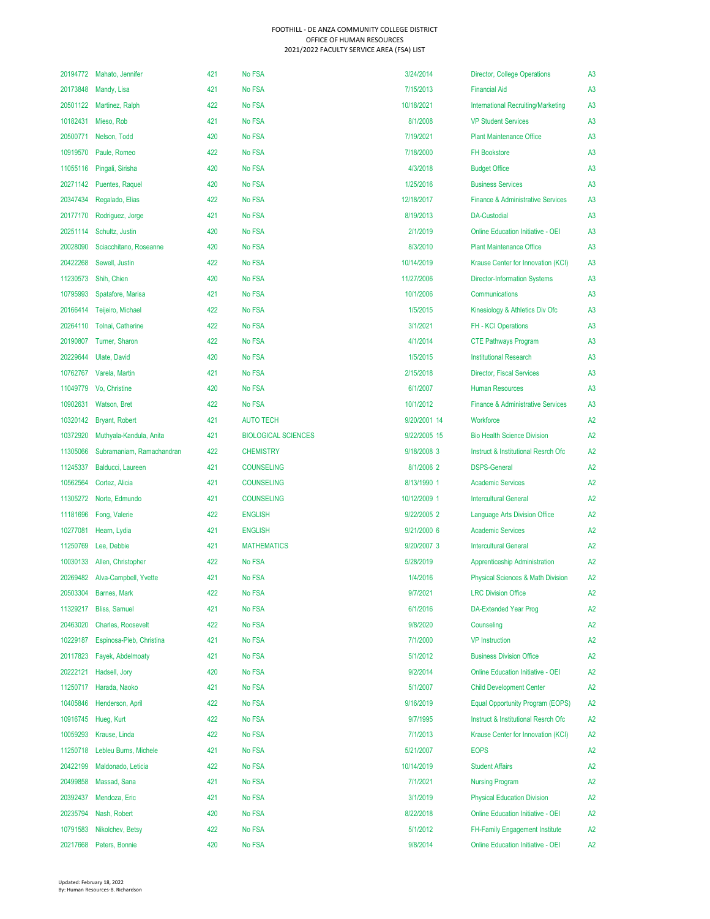FOOTHILL - DE ANZA COMMUNITY COLLEGE DISTRICT
OFFICE OF HUMAN RESOURCES
2021/2022 FACULTY SERVICE AREA (FSA) LIST

| | | | | | | |
|---|---|---|---|---|---|---|
| 20194772 | Mahato, Jennifer | 421 | No FSA | 3/24/2014 | Director, College Operations | A3 |
| 20173848 | Mandy, Lisa | 421 | No FSA | 7/15/2013 | Financial Aid | A3 |
| 20501122 | Martinez, Ralph | 422 | No FSA | 10/18/2021 | International Recruiting/Marketing | A3 |
| 10182431 | Mieso, Rob | 421 | No FSA | 8/1/2008 | VP Student Services | A3 |
| 20500771 | Nelson, Todd | 420 | No FSA | 7/19/2021 | Plant Maintenance Office | A3 |
| 10919570 | Paule, Romeo | 422 | No FSA | 7/18/2000 | FH Bookstore | A3 |
| 11055116 | Pingali, Sirisha | 420 | No FSA | 4/3/2018 | Budget Office | A3 |
| 20271142 | Puentes, Raquel | 420 | No FSA | 1/25/2016 | Business Services | A3 |
| 20347434 | Regalado, Elias | 422 | No FSA | 12/18/2017 | Finance & Administrative Services | A3 |
| 20177170 | Rodriguez, Jorge | 421 | No FSA | 8/19/2013 | DA-Custodial | A3 |
| 20251114 | Schultz, Justin | 420 | No FSA | 2/1/2019 | Online Education Initiative - OEI | A3 |
| 20028090 | Sciacchitano, Roseanne | 420 | No FSA | 8/3/2010 | Plant Maintenance Office | A3 |
| 20422268 | Sewell, Justin | 422 | No FSA | 10/14/2019 | Krause Center for Innovation (KCI) | A3 |
| 11230573 | Shih, Chien | 420 | No FSA | 11/27/2006 | Director-Information Systems | A3 |
| 10795993 | Spatafore, Marisa | 421 | No FSA | 10/1/2006 | Communications | A3 |
| 20166414 | Teijeiro, Michael | 422 | No FSA | 1/5/2015 | Kinesiology & Athletics Div Ofc | A3 |
| 20264110 | Tolnai, Catherine | 422 | No FSA | 3/1/2021 | FH - KCI Operations | A3 |
| 20190807 | Turner, Sharon | 422 | No FSA | 4/1/2014 | CTE Pathways Program | A3 |
| 20229644 | Ulate, David | 420 | No FSA | 1/5/2015 | Institutional Research | A3 |
| 10762767 | Varela, Martin | 421 | No FSA | 2/15/2018 | Director, Fiscal Services | A3 |
| 11049779 | Vo, Christine | 420 | No FSA | 6/1/2007 | Human Resources | A3 |
| 10902631 | Watson, Bret | 422 | No FSA | 10/1/2012 | Finance & Administrative Services | A3 |
| 10320142 | Bryant, Robert | 421 | AUTO TECH | 9/20/2001 14 | Workforce | A2 |
| 10372920 | Muthyala-Kandula, Anita | 421 | BIOLOGICAL SCIENCES | 9/22/2005 15 | Bio Health Science Division | A2 |
| 11305066 | Subramaniam, Ramachandran | 422 | CHEMISTRY | 9/18/2008 3 | Instruct & Institutional Resrch Ofc | A2 |
| 11245337 | Balducci, Laureen | 421 | COUNSELING | 8/1/2006 2 | DSPS-General | A2 |
| 10562564 | Cortez, Alicia | 421 | COUNSELING | 8/13/1990 1 | Academic Services | A2 |
| 11305272 | Norte, Edmundo | 421 | COUNSELING | 10/12/2009 1 | Intercultural General | A2 |
| 11181696 | Fong, Valerie | 422 | ENGLISH | 9/22/2005 2 | Language Arts Division Office | A2 |
| 10277081 | Hearn, Lydia | 421 | ENGLISH | 9/21/2000 6 | Academic Services | A2 |
| 11250769 | Lee, Debbie | 421 | MATHEMATICS | 9/20/2007 3 | Intercultural General | A2 |
| 10030133 | Allen, Christopher | 422 | No FSA | 5/28/2019 | Apprenticeship Administration | A2 |
| 20269482 | Alva-Campbell, Yvette | 421 | No FSA | 1/4/2016 | Physical Sciences & Math Division | A2 |
| 20503304 | Barnes, Mark | 422 | No FSA | 9/7/2021 | LRC Division Office | A2 |
| 11329217 | Bliss, Samuel | 421 | No FSA | 6/1/2016 | DA-Extended Year Prog | A2 |
| 20463020 | Charles, Roosevelt | 422 | No FSA | 9/8/2020 | Counseling | A2 |
| 10229187 | Espinosa-Pieb, Christina | 421 | No FSA | 7/1/2000 | VP Instruction | A2 |
| 20117823 | Fayek, Abdelmoaty | 421 | No FSA | 5/1/2012 | Business Division Office | A2 |
| 20222121 | Hadsell, Jory | 420 | No FSA | 9/2/2014 | Online Education Initiative - OEI | A2 |
| 11250717 | Harada, Naoko | 421 | No FSA | 5/1/2007 | Child Development Center | A2 |
| 10405846 | Henderson, April | 422 | No FSA | 9/16/2019 | Equal Opportunity Program (EOPS) | A2 |
| 10916745 | Hueg, Kurt | 422 | No FSA | 9/7/1995 | Instruct & Institutional Resrch Ofc | A2 |
| 10059293 | Krause, Linda | 422 | No FSA | 7/1/2013 | Krause Center for Innovation (KCI) | A2 |
| 11250718 | Lebleu Burns, Michele | 421 | No FSA | 5/21/2007 | EOPS | A2 |
| 20422199 | Maldonado, Leticia | 422 | No FSA | 10/14/2019 | Student Affairs | A2 |
| 20499858 | Massad, Sana | 421 | No FSA | 7/1/2021 | Nursing Program | A2 |
| 20392437 | Mendoza, Eric | 421 | No FSA | 3/1/2019 | Physical Education Division | A2 |
| 20235794 | Nash, Robert | 420 | No FSA | 8/22/2018 | Online Education Initiative - OEI | A2 |
| 10791583 | Nikolchev, Betsy | 422 | No FSA | 5/1/2012 | FH-Family Engagement Institute | A2 |
| 20217668 | Peters, Bonnie | 420 | No FSA | 9/8/2014 | Online Education Initiative - OEI | A2 |

Updated: February 18, 2022
By: Human Resources-B. Richardson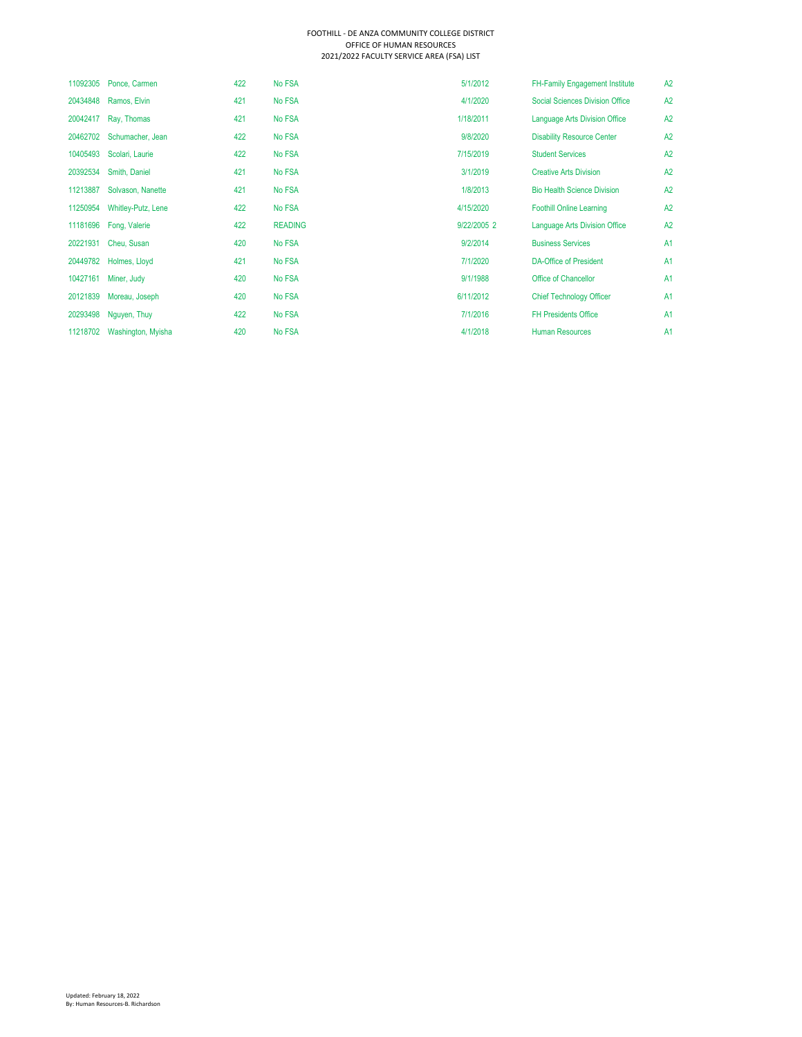FOOTHILL - DE ANZA COMMUNITY COLLEGE DISTRICT
OFFICE OF HUMAN RESOURCES
2021/2022 FACULTY SERVICE AREA (FSA) LIST

| | | | | | | |
|---|---|---|---|---|---|---|
| 11092305 | Ponce, Carmen | 422 | No FSA | 5/1/2012 | FH-Family Engagement Institute | A2 |
| 20434848 | Ramos, Elvin | 421 | No FSA | 4/1/2020 | Social Sciences Division Office | A2 |
| 20042417 | Ray, Thomas | 421 | No FSA | 1/18/2011 | Language Arts Division Office | A2 |
| 20462702 | Schumacher, Jean | 422 | No FSA | 9/8/2020 | Disability Resource Center | A2 |
| 10405493 | Scolari, Laurie | 422 | No FSA | 7/15/2019 | Student Services | A2 |
| 20392534 | Smith, Daniel | 421 | No FSA | 3/1/2019 | Creative Arts Division | A2 |
| 11213887 | Solvason, Nanette | 421 | No FSA | 1/8/2013 | Bio Health Science Division | A2 |
| 11250954 | Whitley-Putz, Lene | 422 | No FSA | 4/15/2020 | Foothill Online Learning | A2 |
| 11181696 | Fong, Valerie | 422 | READING | 9/22/2005 2 | Language Arts Division Office | A2 |
| 20221931 | Cheu, Susan | 420 | No FSA | 9/2/2014 | Business Services | A1 |
| 20449782 | Holmes, Lloyd | 421 | No FSA | 7/1/2020 | DA-Office of President | A1 |
| 10427161 | Miner, Judy | 420 | No FSA | 9/1/1988 | Office of Chancellor | A1 |
| 20121839 | Moreau, Joseph | 420 | No FSA | 6/11/2012 | Chief Technology Officer | A1 |
| 20293498 | Nguyen, Thuy | 422 | No FSA | 7/1/2016 | FH Presidents Office | A1 |
| 11218702 | Washington, Myisha | 420 | No FSA | 4/1/2018 | Human Resources | A1 |

Updated: February 18, 2022
By: Human Resources-B. Richardson